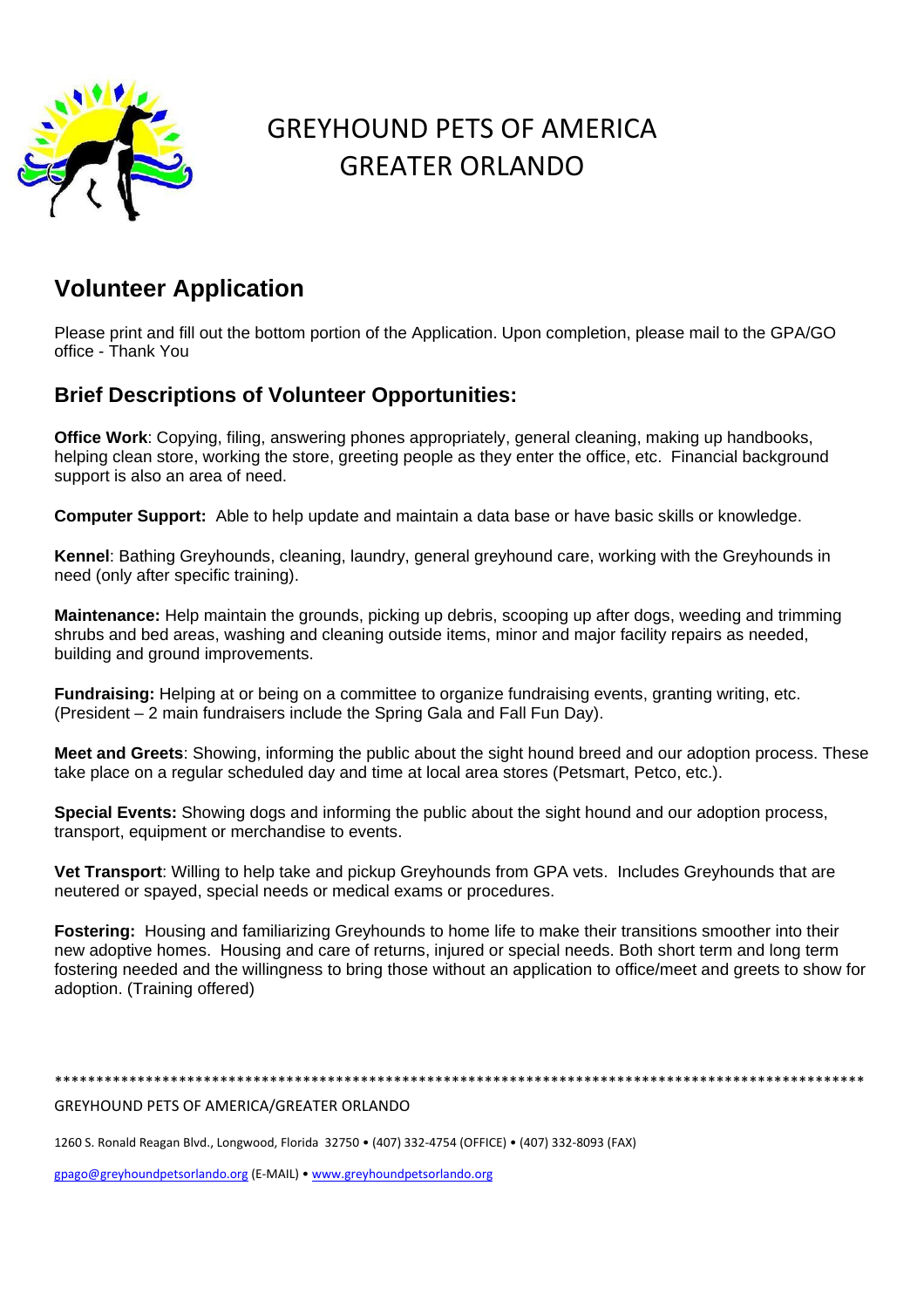# GREYHOUND PETS OF AMERICA
# GREATER ORLANDO

## Volunteer Application

Please print and fill out the bottom portion of the Application. Upon completion, please mail to the GPA/GO office - Thank You

### Brief Descriptions of Volunteer Opportunities:

**Office Work**: Copying, filing, answering phones appropriately, general cleaning, making up handbooks, helping clean store, working the store, greeting people as they enter the office, etc. Financial background support is also an area of need.

**Computer Support:** Able to help update and maintain a data base or have basic skills or knowledge.

**Kennel**: Bathing Greyhounds, cleaning, laundry, general greyhound care, working with the Greyhounds in need (only after specific training).

**Maintenance:** Help maintain the grounds, picking up debris, scooping up after dogs, weeding and trimming shrubs and bed areas, washing and cleaning outside items, minor and major facility repairs as needed, building and ground improvements.

**Fundraising:** Helping at or being on a committee to organize fundraising events, granting writing, etc. (President – 2 main fundraisers include the Spring Gala and Fall Fun Day).

**Meet and Greets**: Showing, informing the public about the sight hound breed and our adoption process. These take place on a regular scheduled day and time at local area stores (Petsmart, Petco, etc.).

**Special Events:** Showing dogs and informing the public about the sight hound and our adoption process, transport, equipment or merchandise to events.

**Vet Transport**: Willing to help take and pickup Greyhounds from GPA vets. Includes Greyhounds that are neutered or spayed, special needs or medical exams or procedures.

**Fostering:** Housing and familiarizing Greyhounds to home life to make their transitions smoother into their new adoptive homes. Housing and care of returns, injured or special needs. Both short term and long term fostering needed and the willingness to bring those without an application to office/meet and greets to show for adoption. (Training offered)

*****************************************************************************************************

GREYHOUND PETS OF AMERICA/GREATER ORLANDO

1260 S. Ronald Reagan Blvd., Longwood, Florida 32750 • (407) 332-4754 (OFFICE) • (407) 332-8093 (FAX)

gpago@greyhoundpetsorlando.org (E-MAIL) • www.greyhoundpetsorlando.org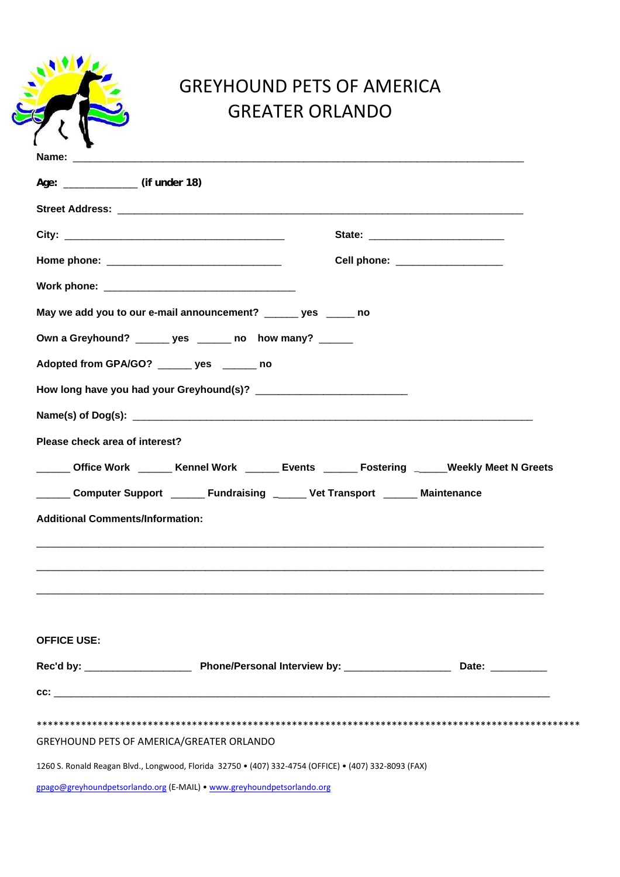# GREYHOUND PETS OF AMERICA GREATER ORLANDO

**Name:** ___________________________________________________________________________

**Age:** _____________ **(if under 18)**

**Street Address:** ____________________________________________________________________

**City:** ________________________________________ **State:** ________________________

**Home phone:** _______________________________ **Cell phone:** ___________________

**Work phone:** __________________________________

**May we add you to our e-mail announcement?** ______ **yes** _____ **no**

**Own a Greyhound?** ______ **yes** ______ **no** **how many?** ______

**Adopted from GPA/GO?** ______ **yes** ______ **no**

**How long have you had your Greyhound(s)?** ___________________________

**Name(s) of Dog(s):** _______________________________________________________________________

**Please check area of interest?**

______ **Office Work** ______ **Kennel Work** ______ **Events** ______ **Fostering** ______**Weekly Meet N Greets**

______ **Computer Support** ______ **Fundraising** ______ **Vet Transport** ______ **Maintenance**

**Additional Comments/Information:**

_____________________________________________________________________________________________

_____________________________________________________________________________________________

_____________________________________________________________________________________________

**OFFICE USE:**

**Rec'd by:** __________________ **Phone/Personal Interview by:** __________________ **Date:** __________

**cc:** _________________________________________________________________________________________

************************************************************************************************

GREYHOUND PETS OF AMERICA/GREATER ORLANDO

1260 S. Ronald Reagan Blvd., Longwood, Florida 32750 • (407) 332-4754 (OFFICE) • (407) 332-8093 (FAX)

gpago@greyhoundpetsorlando.org (E-MAIL) • www.greyhoundpetsorlando.org